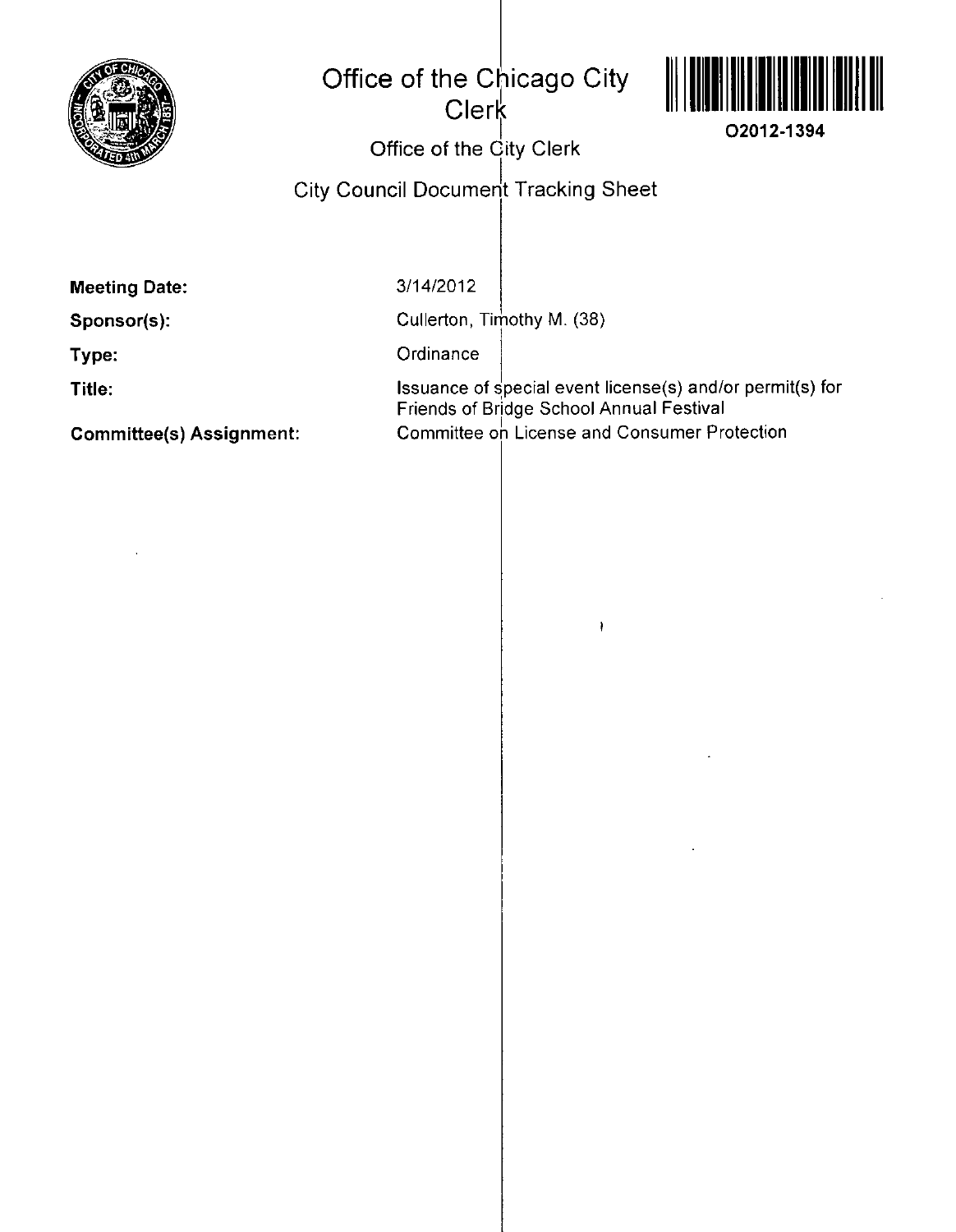# Office of the Chicago City Clerk

O2012-1394

## Office of the City Clerk

## City Council Document Tracking Sheet

**Meeting Date:** 3/14/2012

**Sponsor(s):** Cullerton, Timothy M. (38)

**Type:** Ordinance

**Title:** Issuance of special event license(s) and/or permit(s) for Friends of Bridge School Annual Festival

**Committee(s) Assignment:** Committee on License and Consumer Protection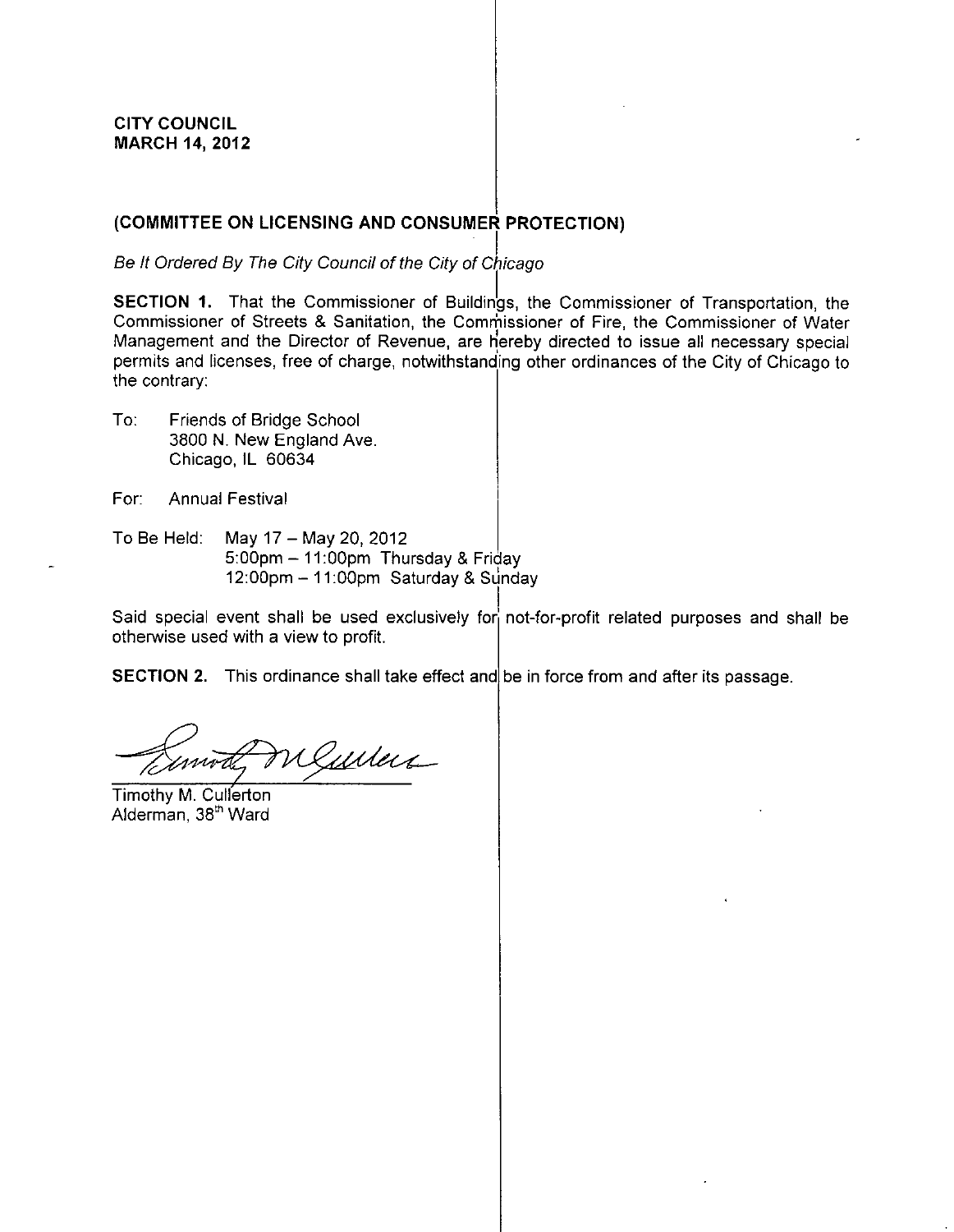**CITY COUNCIL**
**MARCH 14, 2012**

**(COMMITTEE ON LICENSING AND CONSUMER PROTECTION)**

*Be It Ordered By The City Council of the City of Chicago*

**SECTION 1.** That the Commissioner of Buildings, the Commissioner of Transportation, the Commissioner of Streets & Sanitation, the Commissioner of Fire, the Commissioner of Water Management and the Director of Revenue, are hereby directed to issue all necessary special permits and licenses, free of charge, notwithstanding other ordinances of the City of Chicago to the contrary:

To: Friends of Bridge School
3800 N. New England Ave.
Chicago, IL 60634

For: Annual Festival

To Be Held: May 17 – May 20, 2012
5:00pm – 11:00pm Thursday & Friday
12:00pm – 11:00pm Saturday & Sunday

Said special event shall be used exclusively for not-for-profit related purposes and shall be otherwise used with a view to profit.

**SECTION 2.** This ordinance shall take effect and be in force from and after its passage.

Timothy M. Cullerton
Alderman, 38th Ward